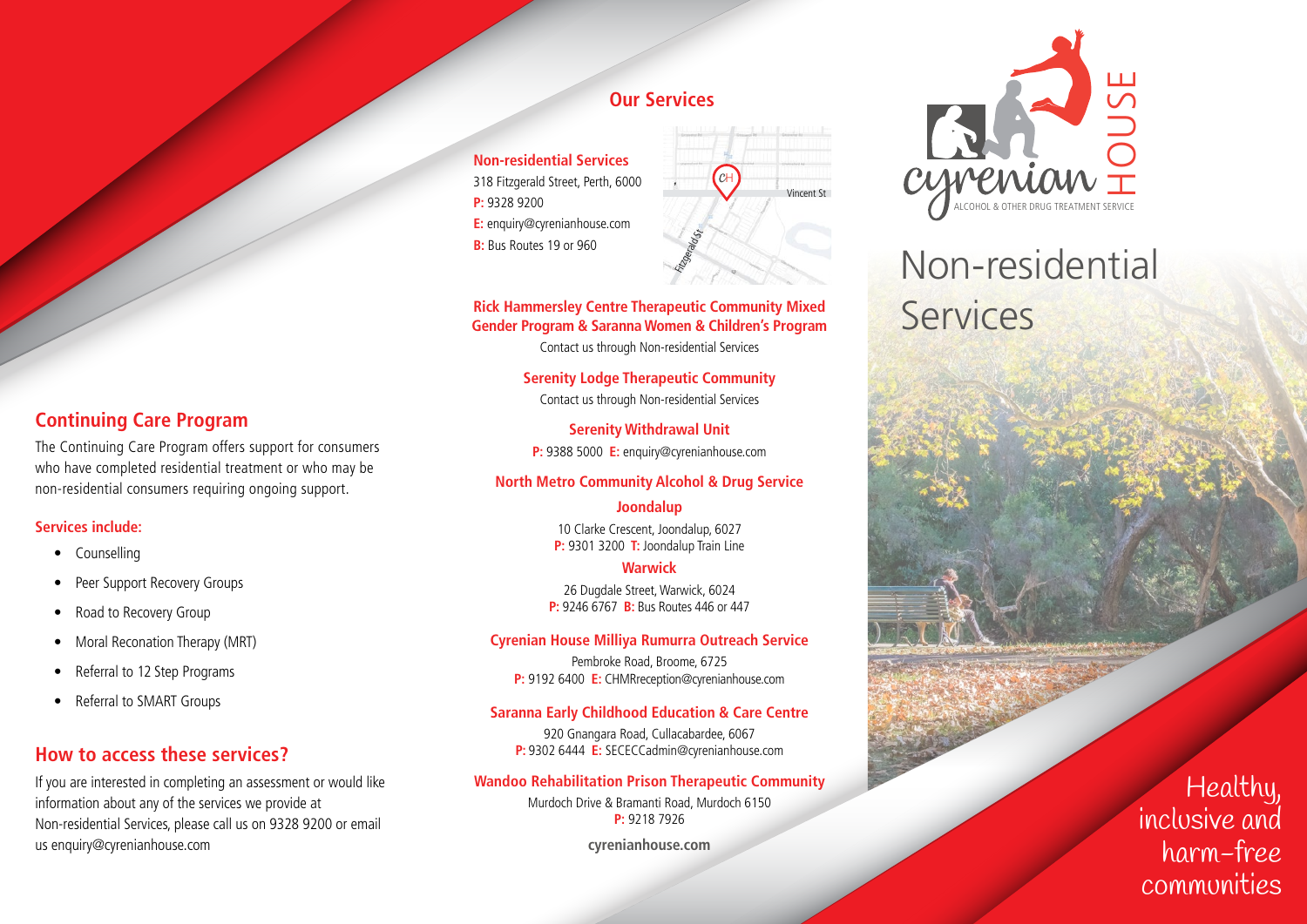## Continuing Care Program

The Continuing Care Program offers support for consumers who have completed residential treatment or who may be non-residential consumers requiring ongoing support.

**Services include:**

- Counselling
- Peer Support Recovery Groups
- Road to Recovery Group
- Moral Reconation Therapy (MRT)
- Referral to 12 Step Programs
- Referral to SMART Groups

## How to access these services?

If you are interested in completing an assessment or would like information about any of the services we provide at Non-residential Services, please call us on 9328 9200 or email us enquiry@cyrenianhouse.com

## Our Services

**Non-residential Services**
318 Fitzgerald Street, Perth, 6000
**P:** 9328 9200
**E:** enquiry@cyrenianhouse.com
**B:** Bus Routes 19 or 960

Vincent St
Fitzgerald St

**Rick Hammersley Centre Therapeutic Community Mixed Gender Program & Saranna Women & Children's Program**
Contact us through Non-residential Services

**Serenity Lodge Therapeutic Community**
Contact us through Non-residential Services

**Serenity Withdrawal Unit**
**P:** 9388 5000 **E:** enquiry@cyrenianhouse.com

**North Metro Community Alcohol & Drug Service**

**Joondalup**
10 Clarke Crescent, Joondalup, 6027
**P:** 9301 3200 **T:** Joondalup Train Line

**Warwick**
26 Dugdale Street, Warwick, 6024
**P:** 9246 6767 **B:** Bus Routes 446 or 447

**Cyrenian House Milliya Rumurra Outreach Service**
Pembroke Road, Broome, 6725
**P:** 9192 6400 **E:** CHMRreception@cyrenianhouse.com

**Saranna Early Childhood Education & Care Centre**
920 Gnangara Road, Cullacabardee, 6067
**P:** 9302 6444 **E:** SECECCadmin@cyrenianhouse.com

**Wandoo Rehabilitation Prison Therapeutic Community**
Murdoch Drive & Bramanti Road, Murdoch 6150
**P:** 9218 7926

**cyrenianhouse.com**

cyrenian HOUSE
ALCOHOL & OTHER DRUG TREATMENT SERVICE

# Non-residential Services

Healthy, inclusive and harm-free communities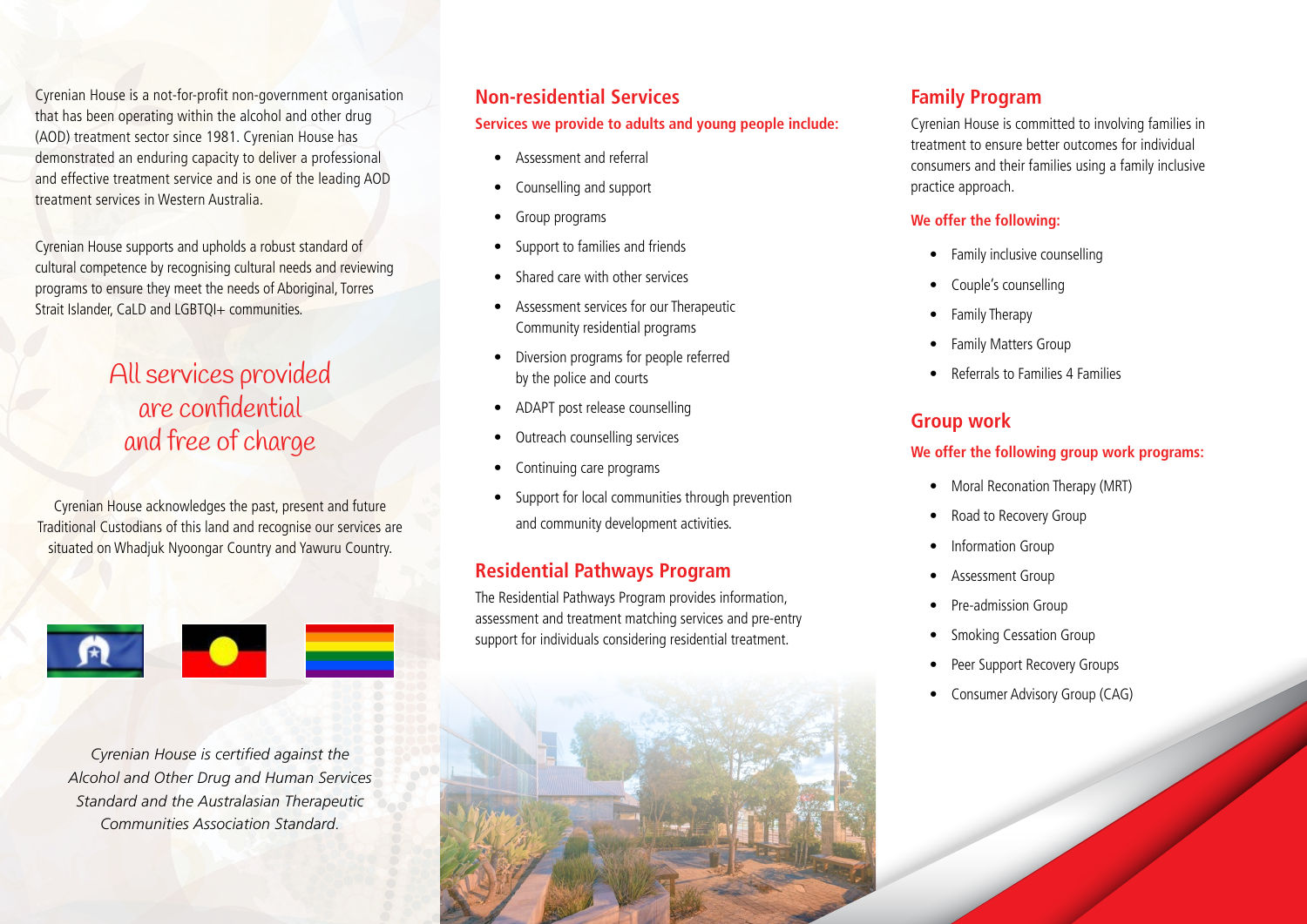Cyrenian House is a not-for-profit non-government organisation that has been operating within the alcohol and other drug (AOD) treatment sector since 1981. Cyrenian House has demonstrated an enduring capacity to deliver a professional and effective treatment service and is one of the leading AOD treatment services in Western Australia.

Cyrenian House supports and upholds a robust standard of cultural competence by recognising cultural needs and reviewing programs to ensure they meet the needs of Aboriginal, Torres Strait Islander, CaLD and LGBTQI+ communities.

All services provided are confidential and free of charge

Cyrenian House acknowledges the past, present and future Traditional Custodians of this land and recognise our services are situated on Whadjuk Nyoongar Country and Yawuru Country.

*Cyrenian House is certified against the Alcohol and Other Drug and Human Services Standard and the Australasian Therapeutic Communities Association Standard.*

## Non-residential Services

**Services we provide to adults and young people include:**

- Assessment and referral
- Counselling and support
- Group programs
- Support to families and friends
- Shared care with other services
- Assessment services for our Therapeutic Community residential programs
- Diversion programs for people referred by the police and courts
- ADAPT post release counselling
- Outreach counselling services
- Continuing care programs
- Support for local communities through prevention and community development activities.

## Residential Pathways Program

The Residential Pathways Program provides information, assessment and treatment matching services and pre-entry support for individuals considering residential treatment.

## Family Program

Cyrenian House is committed to involving families in treatment to ensure better outcomes for individual consumers and their families using a family inclusive practice approach.

**We offer the following:**

- Family inclusive counselling
- Couple's counselling
- Family Therapy
- Family Matters Group
- Referrals to Families 4 Families

## Group work

**We offer the following group work programs:**

- Moral Reconation Therapy (MRT)
- Road to Recovery Group
- Information Group
- Assessment Group
- Pre-admission Group
- Smoking Cessation Group
- Peer Support Recovery Groups
- Consumer Advisory Group (CAG)